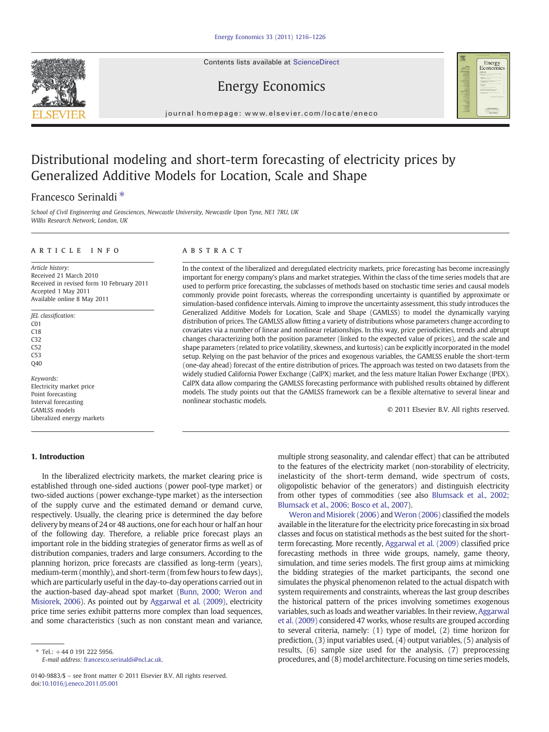# Distributional modeling and short-term forecasting of electricity prices by Generalized Additive Models for Location, Scale and Shape

Francesco Serinaldi *

School of Civil Engineering and Geosciences, Newcastle University, Newcastle Upon Tyne, NE1 7RU, UK
Willis Research Network, London, UK

## ARTICLE INFO

*Article history:*
Received 21 March 2010
Received in revised form 10 February 2011
Accepted 1 May 2011
Available online 8 May 2011

*JEL classification:*
C01
C18
C32
C52
C53
Q40

*Keywords:*
Electricity market price
Point forecasting
Interval forecasting
GAMLSS models
Liberalized energy markets

## ABSTRACT

In the context of the liberalized and deregulated electricity markets, price forecasting has become increasingly important for energy company's plans and market strategies. Within the class of the time series models that are used to perform price forecasting, the subclasses of methods based on stochastic time series and causal models commonly provide point forecasts, whereas the corresponding uncertainty is quantified by approximate or simulation-based confidence intervals. Aiming to improve the uncertainty assessment, this study introduces the Generalized Additive Models for Location, Scale and Shape (GAMLSS) to model the dynamically varying distribution of prices. The GAMLSS allow fitting a variety of distributions whose parameters change according to covariates via a number of linear and nonlinear relationships. In this way, price periodicities, trends and abrupt changes characterizing both the position parameter (linked to the expected value of prices), and the scale and shape parameters (related to price volatility, skewness, and kurtosis) can be explicitly incorporated in the model setup. Relying on the past behavior of the prices and exogenous variables, the GAMLSS enable the short-term (one-day ahead) forecast of the entire distribution of prices. The approach was tested on two datasets from the widely studied California Power Exchange (CalPX) market, and the less mature Italian Power Exchange (IPEX). CalPX data allow comparing the GAMLSS forecasting performance with published results obtained by different models. The study points out that the GAMLSS framework can be a flexible alternative to several linear and nonlinear stochastic models.

© 2011 Elsevier B.V. All rights reserved.

## 1. Introduction

In the liberalized electricity markets, the market clearing price is established through one-sided auctions (power pool-type market) or two-sided auctions (power exchange-type market) as the intersection of the supply curve and the estimated demand or demand curve, respectively. Usually, the clearing price is determined the day before delivery by means of 24 or 48 auctions, one for each hour or half an hour of the following day. Therefore, a reliable price forecast plays an important role in the bidding strategies of generator firms as well as of distribution companies, traders and large consumers. According to the planning horizon, price forecasts are classified as long-term (years), medium-term (monthly), and short-term (from few hours to few days), which are particularly useful in the day-to-day operations carried out in the auction-based day-ahead spot market (Bunn, 2000; Weron and Misiorek, 2006). As pointed out by Aggarwal et al. (2009), electricity price time series exhibit patterns more complex than load sequences, and some characteristics (such as non constant mean and variance, multiple strong seasonality, and calendar effect) that can be attributed to the features of the electricity market (non-storability of electricity, inelasticity of the short-term demand, wide spectrum of costs, oligopolistic behavior of the generators) and distinguish electricity from other types of commodities (see also Blumsack et al., 2002; Blumsack et al., 2006; Bosco et al., 2007).

Weron and Misiorek (2006) and Weron (2006) classified the models available in the literature for the electricity price forecasting in six broad classes and focus on statistical methods as the best suited for the short-term forecasting. More recently, Aggarwal et al. (2009) classified price forecasting methods in three wide groups, namely, game theory, simulation, and time series models. The first group aims at mimicking the bidding strategies of the market participants, the second one simulates the physical phenomenon related to the actual dispatch with system requirements and constraints, whereas the last group describes the historical pattern of the prices involving sometimes exogenous variables, such as loads and weather variables. In their review, Aggarwal et al. (2009) considered 47 works, whose results are grouped according to several criteria, namely: (1) type of model, (2) time horizon for prediction, (3) input variables used, (4) output variables, (5) analysis of results, (6) sample size used for the analysis, (7) preprocessing procedures, and (8) model architecture. Focusing on time series models,

* Tel.: +44 0 191 222 5956.
E-mail address: francesco.serinaldi@ncl.ac.uk.

0140-9883/$ – see front matter © 2011 Elsevier B.V. All rights reserved.
doi:10.1016/j.eneco.2011.05.001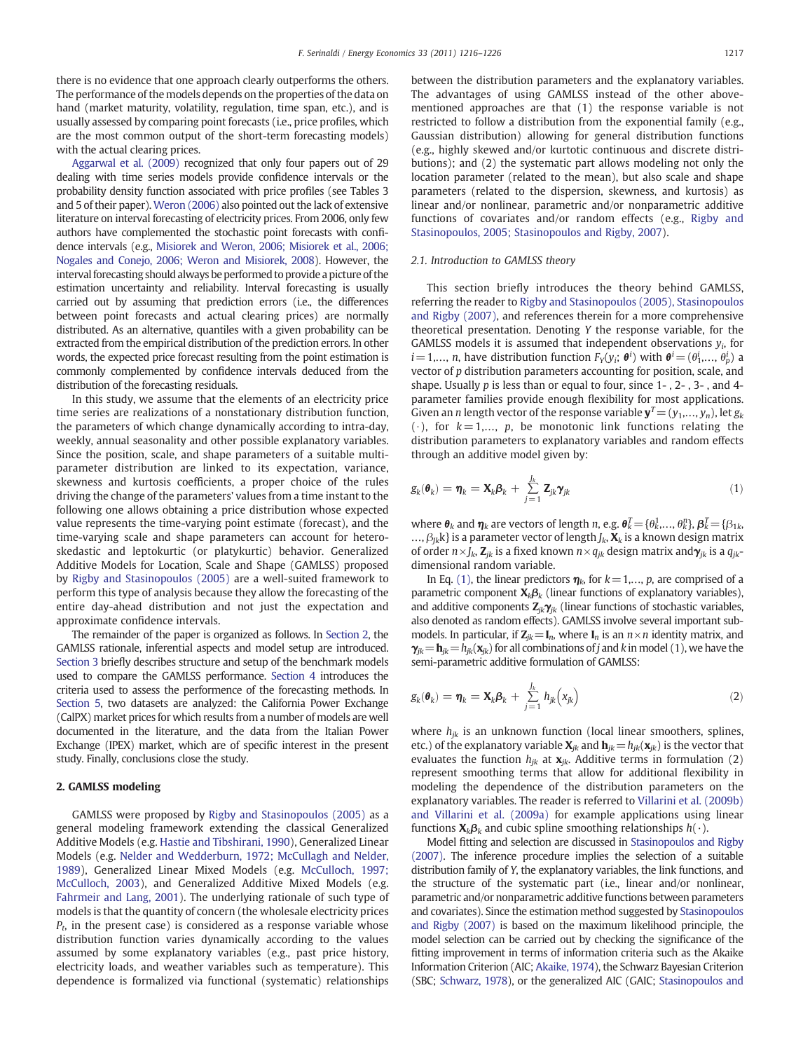there is no evidence that one approach clearly outperforms the others. The performance of the models depends on the properties of the data on hand (market maturity, volatility, regulation, time span, etc.), and is usually assessed by comparing point forecasts (i.e., price profiles, which are the most common output of the short-term forecasting models) with the actual clearing prices.

Aggarwal et al. (2009) recognized that only four papers out of 29 dealing with time series models provide confidence intervals or the probability density function associated with price profiles (see Tables 3 and 5 of their paper). Weron (2006) also pointed out the lack of extensive literature on interval forecasting of electricity prices. From 2006, only few authors have complemented the stochastic point forecasts with confidence intervals (e.g., Misiorek and Weron, 2006; Misiorek et al., 2006; Nogales and Conejo, 2006; Weron and Misiorek, 2008). However, the interval forecasting should always be performed to provide a picture of the estimation uncertainty and reliability. Interval forecasting is usually carried out by assuming that prediction errors (i.e., the differences between point forecasts and actual clearing prices) are normally distributed. As an alternative, quantiles with a given probability can be extracted from the empirical distribution of the prediction errors. In other words, the expected price forecast resulting from the point estimation is commonly complemented by confidence intervals deduced from the distribution of the forecasting residuals.

In this study, we assume that the elements of an electricity price time series are realizations of a nonstationary distribution function, the parameters of which change dynamically according to intra-day, weekly, annual seasonality and other possible explanatory variables. Since the position, scale, and shape parameters of a suitable multi-parameter distribution are linked to its expectation, variance, skewness and kurtosis coefficients, a proper choice of the rules driving the change of the parameters' values from a time instant to the following one allows obtaining a price distribution whose expected value represents the time-varying point estimate (forecast), and the time-varying scale and shape parameters can account for heteroskedastic and leptokurtic (or platykurtic) behavior. Generalized Additive Models for Location, Scale and Shape (GAMLSS) proposed by Rigby and Stasinopoulos (2005) are a well-suited framework to perform this type of analysis because they allow the forecasting of the entire day-ahead distribution and not just the expectation and approximate confidence intervals.

The remainder of the paper is organized as follows. In Section 2, the GAMLSS rationale, inferential aspects and model setup are introduced. Section 3 briefly describes structure and setup of the benchmark models used to compare the GAMLSS performance. Section 4 introduces the criteria used to assess the performance of the forecasting methods. In Section 5, two datasets are analyzed: the California Power Exchange (CalPX) market prices for which results from a number of models are well documented in the literature, and the data from the Italian Power Exchange (IPEX) market, which are of specific interest in the present study. Finally, conclusions close the study.

## 2. GAMLSS modeling

GAMLSS were proposed by Rigby and Stasinopoulos (2005) as a general modeling framework extending the classical Generalized Additive Models (e.g. Hastie and Tibshirani, 1990), Generalized Linear Models (e.g. Nelder and Wedderburn, 1972; McCullagh and Nelder, 1989), Generalized Linear Mixed Models (e.g. McCulloch, 1997; McCulloch, 2003), and Generalized Additive Mixed Models (e.g. Fahrmeir and Lang, 2001). The underlying rationale of such type of models is that the quantity of concern (the wholesale electricity prices $P_t$, in the present case) is considered as a response variable whose distribution function varies dynamically according to the values assumed by some explanatory variables (e.g., past price history, electricity loads, and weather variables such as temperature). This dependence is formalized via functional (systematic) relationships between the distribution parameters and the explanatory variables. The advantages of using GAMLSS instead of the other above-mentioned approaches are that (1) the response variable is not restricted to follow a distribution from the exponential family (e.g., Gaussian distribution) allowing for general distribution functions (e.g., highly skewed and/or kurtotic continuous and discrete distributions); and (2) the systematic part allows modeling not only the location parameter (related to the mean), but also scale and shape parameters (related to the dispersion, skewness, and kurtosis) as linear and/or nonlinear, parametric and/or nonparametric additive functions of covariates and/or random effects (e.g., Rigby and Stasinopoulos, 2005; Stasinopoulos and Rigby, 2007).

### 2.1. Introduction to GAMLSS theory

This section briefly introduces the theory behind GAMLSS, referring the reader to Rigby and Stasinopoulos (2005), Stasinopoulos and Rigby (2007), and references therein for a more comprehensive theoretical presentation. Denoting $Y$ the response variable, for the GAMLSS models it is assumed that independent observations $y_i$, for $i=1,\ldots, n$, have distribution function $F_Y(y_i;\, \boldsymbol{\theta}^i)$ with $\boldsymbol{\theta}^i=(\theta_1^i,\ldots, \theta_p^i)$ a vector of $p$ distribution parameters accounting for position, scale, and shape. Usually $p$ is less than or equal to four, since 1- , 2- , 3- , and 4-parameter families provide enough flexibility for most applications. Given an $n$ length vector of the response variable $\mathbf{y}^T=(y_1,\ldots, y_n)$, let $g_k(\cdot)$, for $k=1,\ldots, p$, be monotonic link functions relating the distribution parameters to explanatory variables and random effects through an additive model given by:

$$g_k(\boldsymbol{\theta}_k) = \boldsymbol{\eta}_k = \mathbf{X}_k\boldsymbol{\beta}_k + \sum_{j=1}^{J_k} \mathbf{Z}_{jk}\boldsymbol{\gamma}_{jk} \tag{1}$$

where $\boldsymbol{\theta}_k$ and $\boldsymbol{\eta}_k$ are vectors of length $n$, e.g. $\boldsymbol{\theta}_k^T=\{\theta_k^1,\ldots, \theta_k^n\}$, $\boldsymbol{\beta}_k^T=\{\beta_{1k},\ldots, \beta_{J_k}k\}$ is a parameter vector of length $J_k$, $\mathbf{X}_k$ is a known design matrix of order $n\times J_k$, $\mathbf{Z}_{jk}$ is a fixed known $n\times q_{jk}$ design matrix and $\boldsymbol{\gamma}_{jk}$ is a $q_{jk}$-dimensional random variable.

In Eq. (1), the linear predictors $\boldsymbol{\eta}_k$, for $k=1,\ldots, p$, are comprised of a parametric component $\mathbf{X}_k\boldsymbol{\beta}_k$ (linear functions of explanatory variables), and additive components $\mathbf{Z}_{jk}\boldsymbol{\gamma}_{jk}$ (linear functions of stochastic variables, also denoted as random effects). GAMLSS involve several important sub-models. In particular, if $\mathbf{Z}_{jk}=\mathbf{I}_n$, where $\mathbf{I}_n$ is an $n\times n$ identity matrix, and $\boldsymbol{\gamma}_{jk}=\mathbf{h}_{jk}=h_{jk}(\mathbf{x}_{jk})$ for all combinations of $j$ and $k$ in model (1), we have the semi-parametric additive formulation of GAMLSS:

$$g_k(\boldsymbol{\theta}_k) = \boldsymbol{\eta}_k = \mathbf{X}_k\boldsymbol{\beta}_k + \sum_{j=1}^{J_k} h_{jk}\left(x_{jk}\right) \tag{2}$$

where $h_{jk}$ is an unknown function (local linear smoothers, splines, etc.) of the explanatory variable $\mathbf{X}_{jk}$ and $\mathbf{h}_{jk}=h_{jk}(\mathbf{x}_{jk})$ is the vector that evaluates the function $h_{jk}$ at $\mathbf{x}_{jk}$. Additive terms in formulation (2) represent smoothing terms that allow for additional flexibility in modeling the dependence of the distribution parameters on the explanatory variables. The reader is referred to Villarini et al. (2009b) and Villarini et al. (2009a) for example applications using linear functions $\mathbf{X}_k\boldsymbol{\beta}_k$ and cubic spline smoothing relationships $h(\cdot)$.

Model fitting and selection are discussed in Stasinopoulos and Rigby (2007). The inference procedure implies the selection of a suitable distribution family of $Y$, the explanatory variables, the link functions, and the structure of the systematic part (i.e., linear and/or nonlinear, parametric and/or nonparametric additive functions between parameters and covariates). Since the estimation method suggested by Stasinopoulos and Rigby (2007) is based on the maximum likelihood principle, the model selection can be carried out by checking the significance of the fitting improvement in terms of information criteria such as the Akaike Information Criterion (AIC; Akaike, 1974), the Schwarz Bayesian Criterion (SBC; Schwarz, 1978), or the generalized AIC (GAIC; Stasinopoulos and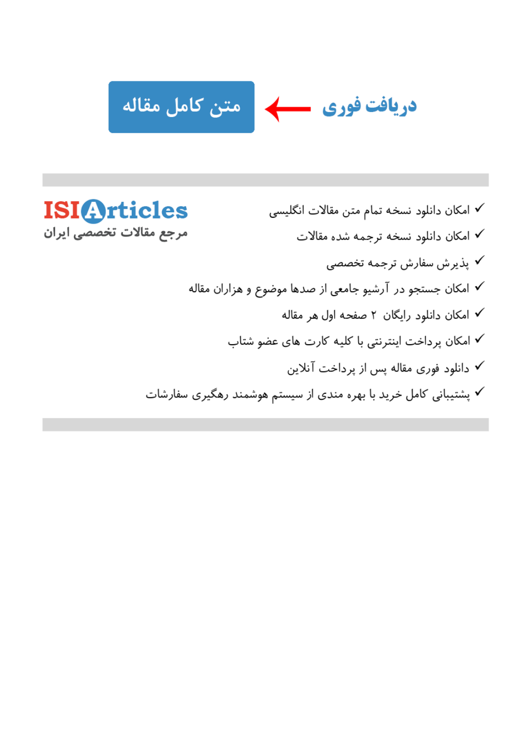دریافت فوری ← متن کامل مقاله

**ISIArticles**
مرجع مقالات تخصصی ایران

- ✓ امکان دانلود نسخه تمام متن مقالات انگلیسی
- ✓ امکان دانلود نسخه ترجمه شده مقالات
- ✓ پذیرش سفارش ترجمه تخصصی
- ✓ امکان جستجو در آرشیو جامعی از صدها موضوع و هزاران مقاله
- ✓ امکان دانلود رایگان ۲ صفحه اول هر مقاله
- ✓ امکان پرداخت اینترنتی با کلیه کارت های عضو شتاب
- ✓ دانلود فوری مقاله پس از پرداخت آنلاین
- ✓ پشتیبانی کامل خرید با بهره مندی از سیستم هوشمند رهگیری سفارشات